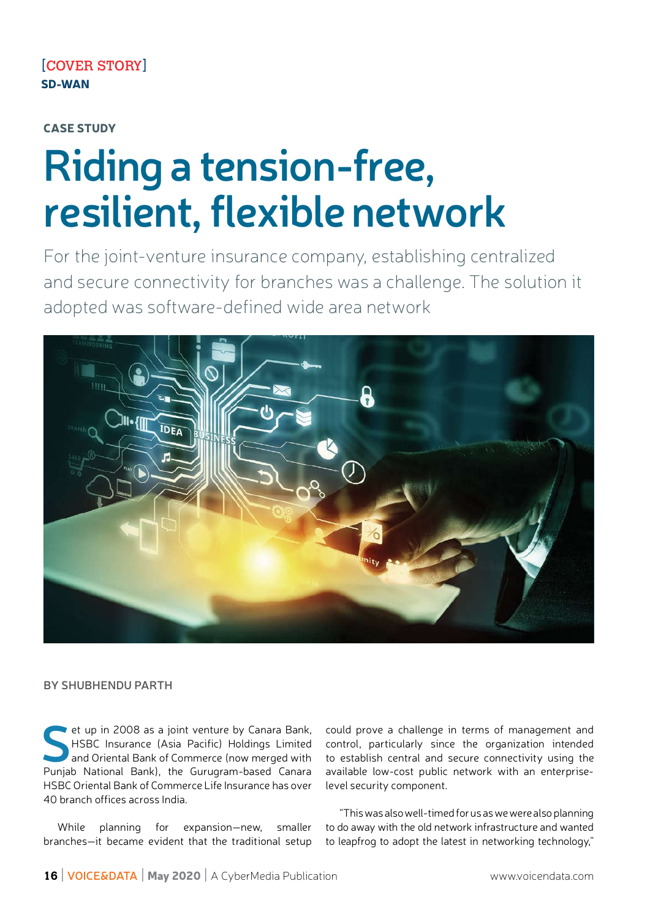[COVER STORY]
**SD-WAN**

**CASE STUDY**

# Riding a tension-free, resilient, flexible network

For the joint-venture insurance company, establishing centralized and secure connectivity for branches was a challenge. The solution it adopted was software-defined wide area network

**BY SHUBHENDU PARTH**

Set up in 2008 as a joint venture by Canara Bank, HSBC Insurance (Asia Pacific) Holdings Limited and Oriental Bank of Commerce (now merged with Punjab National Bank), the Gurugram-based Canara HSBC Oriental Bank of Commerce Life Insurance has over 40 branch offices across India.

While planning for expansion—new, smaller branches—it became evident that the traditional setup could prove a challenge in terms of management and control, particularly since the organization intended to establish central and secure connectivity using the available low-cost public network with an enterprise-level security component.

"This was also well-timed for us as we were also planning to do away with the old network infrastructure and wanted to leapfrog to adopt the latest in networking technology,"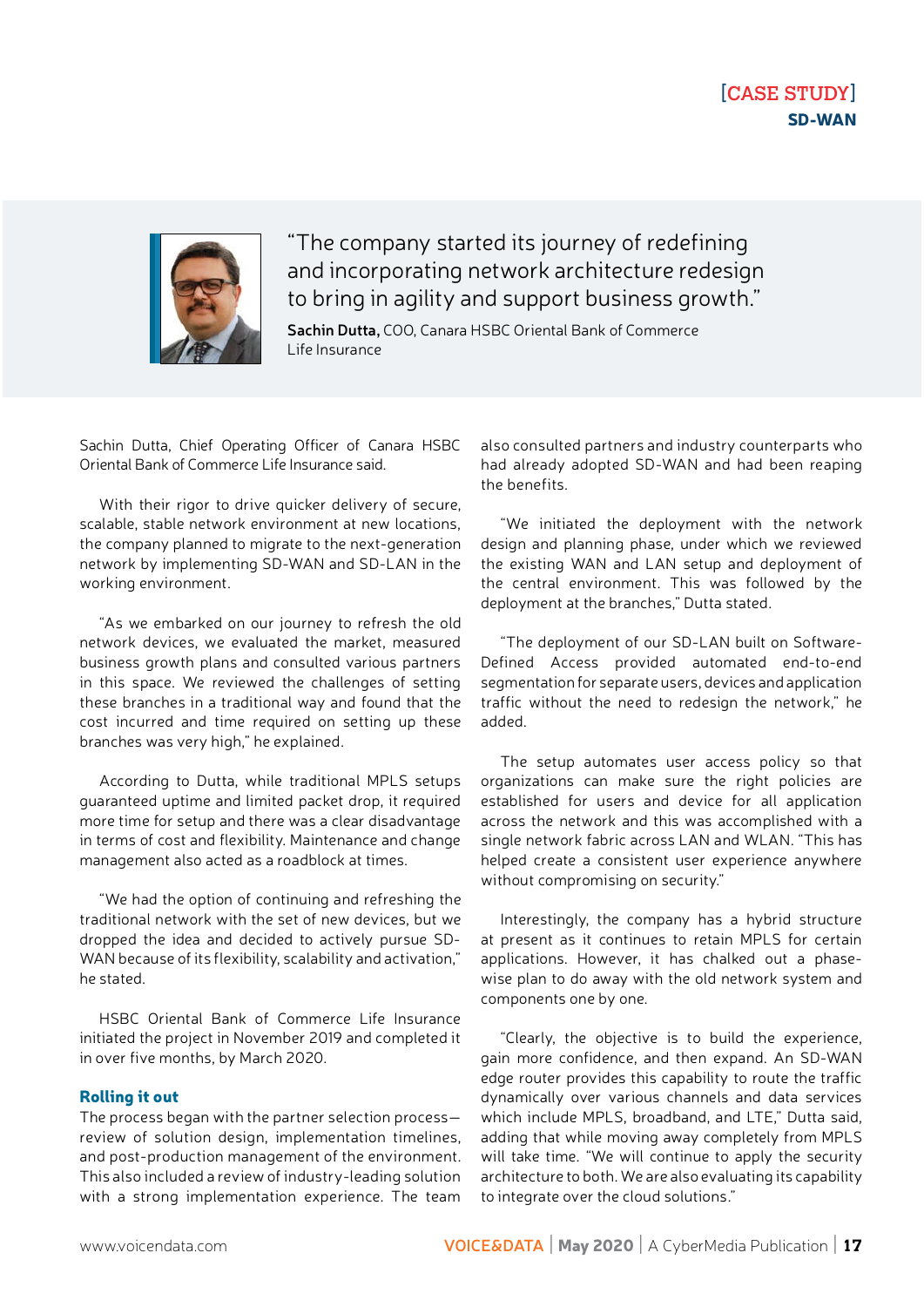[CASE STUDY]
**SD-WAN**

> "The company started its journey of redefining and incorporating network architecture redesign to bring in agility and support business growth."
>
> **Sachin Dutta,** COO, Canara HSBC Oriental Bank of Commerce Life Insurance

Sachin Dutta, Chief Operating Officer of Canara HSBC Oriental Bank of Commerce Life Insurance said.

With their rigor to drive quicker delivery of secure, scalable, stable network environment at new locations, the company planned to migrate to the next-generation network by implementing SD-WAN and SD-LAN in the working environment.

"As we embarked on our journey to refresh the old network devices, we evaluated the market, measured business growth plans and consulted various partners in this space. We reviewed the challenges of setting these branches in a traditional way and found that the cost incurred and time required on setting up these branches was very high," he explained.

According to Dutta, while traditional MPLS setups guaranteed uptime and limited packet drop, it required more time for setup and there was a clear disadvantage in terms of cost and flexibility. Maintenance and change management also acted as a roadblock at times.

"We had the option of continuing and refreshing the traditional network with the set of new devices, but we dropped the idea and decided to actively pursue SD-WAN because of its flexibility, scalability and activation," he stated.

HSBC Oriental Bank of Commerce Life Insurance initiated the project in November 2019 and completed it in over five months, by March 2020.

## Rolling it out

The process began with the partner selection process—review of solution design, implementation timelines, and post-production management of the environment. This also included a review of industry-leading solution with a strong implementation experience. The team also consulted partners and industry counterparts who had already adopted SD-WAN and had been reaping the benefits.

"We initiated the deployment with the network design and planning phase, under which we reviewed the existing WAN and LAN setup and deployment of the central environment. This was followed by the deployment at the branches," Dutta stated.

"The deployment of our SD-LAN built on Software-Defined Access provided automated end-to-end segmentation for separate users, devices and application traffic without the need to redesign the network," he added.

The setup automates user access policy so that organizations can make sure the right policies are established for users and device for all application across the network and this was accomplished with a single network fabric across LAN and WLAN. "This has helped create a consistent user experience anywhere without compromising on security."

Interestingly, the company has a hybrid structure at present as it continues to retain MPLS for certain applications. However, it has chalked out a phase-wise plan to do away with the old network system and components one by one.

"Clearly, the objective is to build the experience, gain more confidence, and then expand. An SD-WAN edge router provides this capability to route the traffic dynamically over various channels and data services which include MPLS, broadband, and LTE," Dutta said, adding that while moving away completely from MPLS will take time. "We will continue to apply the security architecture to both. We are also evaluating its capability to integrate over the cloud solutions."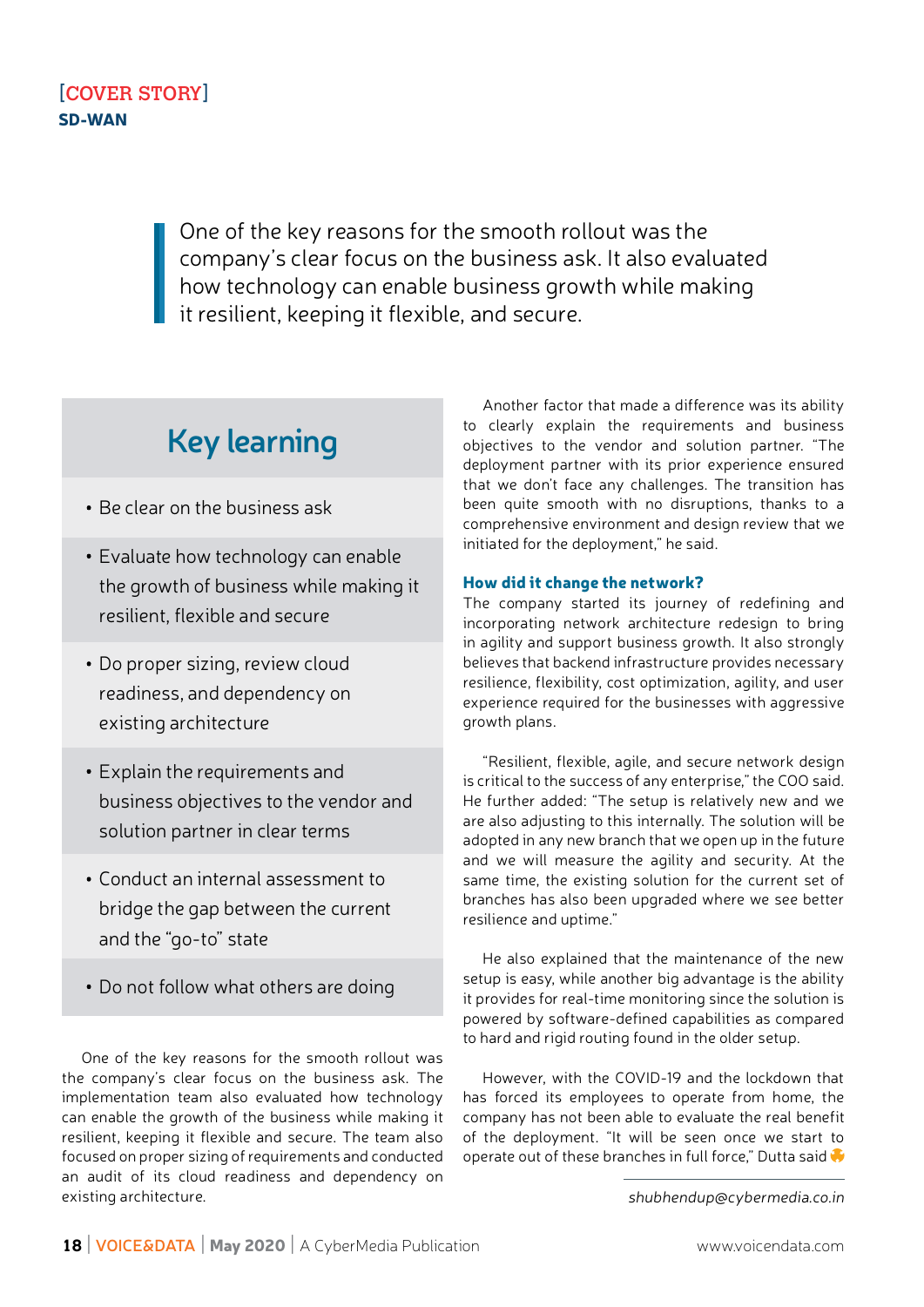[COVER STORY]
**SD-WAN**

> One of the key reasons for the smooth rollout was the company's clear focus on the business ask. It also evaluated how technology can enable business growth while making it resilient, keeping it flexible, and secure.

## Key learning

- Be clear on the business ask
- Evaluate how technology can enable the growth of business while making it resilient, flexible and secure
- Do proper sizing, review cloud readiness, and dependency on existing architecture
- Explain the requirements and business objectives to the vendor and solution partner in clear terms
- Conduct an internal assessment to bridge the gap between the current and the "go-to" state
- Do not follow what others are doing

One of the key reasons for the smooth rollout was the company's clear focus on the business ask. The implementation team also evaluated how technology can enable the growth of the business while making it resilient, keeping it flexible and secure. The team also focused on proper sizing of requirements and conducted an audit of its cloud readiness and dependency on existing architecture.

Another factor that made a difference was its ability to clearly explain the requirements and business objectives to the vendor and solution partner. "The deployment partner with its prior experience ensured that we don't face any challenges. The transition has been quite smooth with no disruptions, thanks to a comprehensive environment and design review that we initiated for the deployment," he said.

### How did it change the network?

The company started its journey of redefining and incorporating network architecture redesign to bring in agility and support business growth. It also strongly believes that backend infrastructure provides necessary resilience, flexibility, cost optimization, agility, and user experience required for the businesses with aggressive growth plans.

"Resilient, flexible, agile, and secure network design is critical to the success of any enterprise," the COO said. He further added: "The setup is relatively new and we are also adjusting to this internally. The solution will be adopted in any new branch that we open up in the future and we will measure the agility and security. At the same time, the existing solution for the current set of branches has also been upgraded where we see better resilience and uptime."

He also explained that the maintenance of the new setup is easy, while another big advantage is the ability it provides for real-time monitoring since the solution is powered by software-defined capabilities as compared to hard and rigid routing found in the older setup.

However, with the COVID-19 and the lockdown that has forced its employees to operate from home, the company has not been able to evaluate the real benefit of the deployment. "It will be seen once we start to operate out of these branches in full force," Dutta said

*shubhendup@cybermedia.co.in*